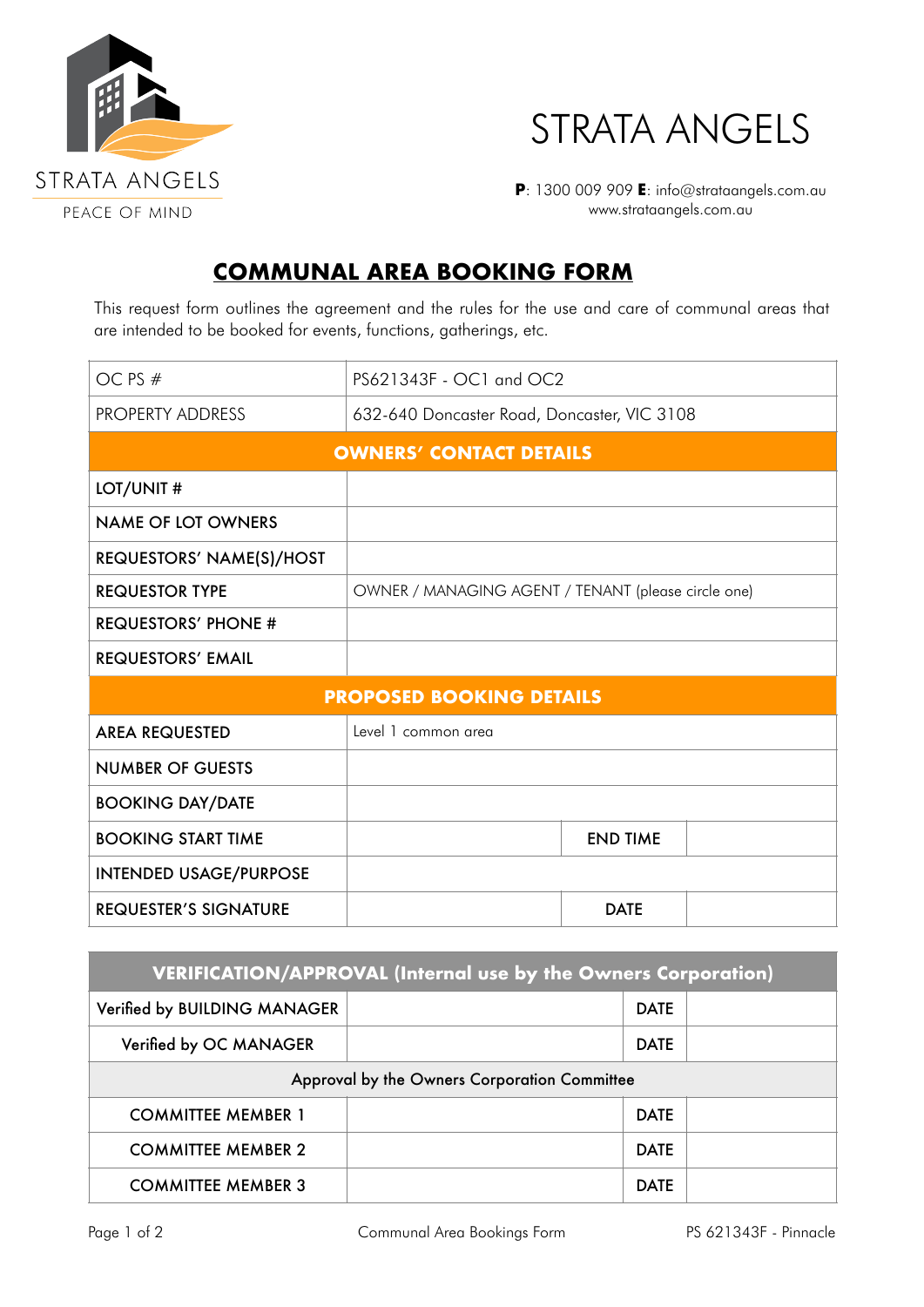STRATA ANGELS

PEACE OF MIND

# STRATA ANGELS

**P**: 1300 009 909 **E**: info@strataangels.com.au
www.strataangels.com.au

## COMMUNAL AREA BOOKING FORM

This request form outlines the agreement and the rules for the use and care of communal areas that are intended to be booked for events, functions, gatherings, etc.

| | | | |
|---|---|---|---|
| OC PS # | PS621343F - OC1 and OC2 | | |
| PROPERTY ADDRESS | 632-640 Doncaster Road, Doncaster, VIC 3108 | | |
| **OWNERS' CONTACT DETAILS** | | | |
| LOT/UNIT # | | | |
| NAME OF LOT OWNERS | | | |
| REQUESTORS' NAME(S)/HOST | | | |
| REQUESTOR TYPE | OWNER / MANAGING AGENT / TENANT (please circle one) | | |
| REQUESTORS' PHONE # | | | |
| REQUESTORS' EMAIL | | | |
| **PROPOSED BOOKING DETAILS** | | | |
| AREA REQUESTED | Level 1 common area | | |
| NUMBER OF GUESTS | | | |
| BOOKING DAY/DATE | | | |
| BOOKING START TIME | | END TIME | |
| INTENDED USAGE/PURPOSE | | | |
| REQUESTER'S SIGNATURE | | DATE | |

| | | | |
|---|---|---|---|
| **VERIFICATION/APPROVAL (Internal use by the Owners Corporation)** | | | |
| Verified by BUILDING MANAGER | | DATE | |
| Verified by OC MANAGER | | DATE | |
| Approval by the Owners Corporation Committee | | | |
| COMMITTEE MEMBER 1 | | DATE | |
| COMMITTEE MEMBER 2 | | DATE | |
| COMMITTEE MEMBER 3 | | DATE | |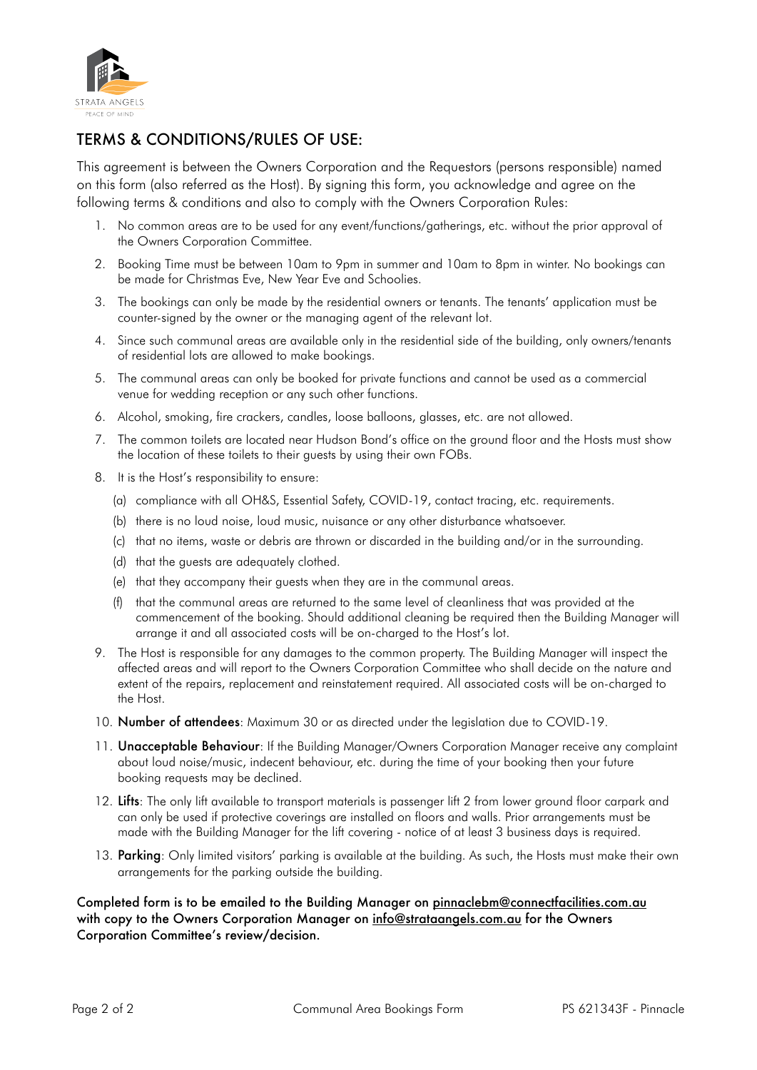## TERMS & CONDITIONS/RULES OF USE:

This agreement is between the Owners Corporation and the Requestors (persons responsible) named on this form (also referred as the Host). By signing this form, you acknowledge and agree on the following terms & conditions and also to comply with the Owners Corporation Rules:

1. No common areas are to be used for any event/functions/gatherings, etc. without the prior approval of the Owners Corporation Committee.
2. Booking Time must be between 10am to 9pm in summer and 10am to 8pm in winter. No bookings can be made for Christmas Eve, New Year Eve and Schoolies.
3. The bookings can only be made by the residential owners or tenants. The tenants' application must be counter-signed by the owner or the managing agent of the relevant lot.
4. Since such communal areas are available only in the residential side of the building, only owners/tenants of residential lots are allowed to make bookings.
5. The communal areas can only be booked for private functions and cannot be used as a commercial venue for wedding reception or any such other functions.
6. Alcohol, smoking, fire crackers, candles, loose balloons, glasses, etc. are not allowed.
7. The common toilets are located near Hudson Bond's office on the ground floor and the Hosts must show the location of these toilets to their guests by using their own FOBs.
8. It is the Host's responsibility to ensure:
   (a) compliance with all OH&S, Essential Safety, COVID-19, contact tracing, etc. requirements.
   (b) there is no loud noise, loud music, nuisance or any other disturbance whatsoever.
   (c) that no items, waste or debris are thrown or discarded in the building and/or in the surrounding.
   (d) that the guests are adequately clothed.
   (e) that they accompany their guests when they are in the communal areas.
   (f) that the communal areas are returned to the same level of cleanliness that was provided at the commencement of the booking. Should additional cleaning be required then the Building Manager will arrange it and all associated costs will be on-charged to the Host's lot.
9. The Host is responsible for any damages to the common property. The Building Manager will inspect the affected areas and will report to the Owners Corporation Committee who shall decide on the nature and extent of the repairs, replacement and reinstatement required. All associated costs will be on-charged to the Host.
10. **Number of attendees**: Maximum 30 or as directed under the legislation due to COVID-19.
11. **Unacceptable Behaviour**: If the Building Manager/Owners Corporation Manager receive any complaint about loud noise/music, indecent behaviour, etc. during the time of your booking then your future booking requests may be declined.
12. **Lifts**: The only lift available to transport materials is passenger lift 2 from lower ground floor carpark and can only be used if protective coverings are installed on floors and walls. Prior arrangements must be made with the Building Manager for the lift covering - notice of at least 3 business days is required.
13. **Parking**: Only limited visitors' parking is available at the building. As such, the Hosts must make their own arrangements for the parking outside the building.

**Completed form is to be emailed to the Building Manager on pinnaclebm@connectfacilities.com.au with copy to the Owners Corporation Manager on info@strataangels.com.au for the Owners Corporation Committee's review/decision.**